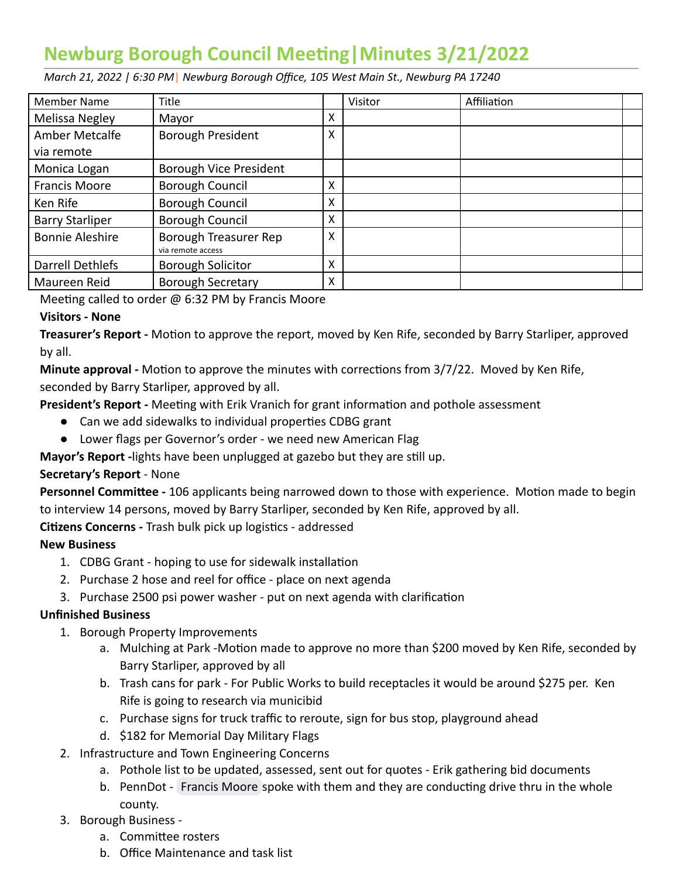# Newburg Borough Council Meeting|Minutes 3/21/2022

*March 21, 2022 | 6:30 PM| Newburg Borough Office, 105 West Main St., Newburg PA 17240*

| Member Name | Title | | Visitor | Affiliation | |
|---|---|---|---|---|---|
| Melissa Negley | Mayor | X | | | |
| Amber Metcalfe via remote | Borough President | X | | | |
| Monica Logan | Borough Vice President | | | | |
| Francis Moore | Borough Council | X | | | |
| Ken Rife | Borough Council | X | | | |
| Barry Starliper | Borough Council | X | | | |
| Bonnie Aleshire | Borough Treasurer Rep via remote access | X | | | |
| Darrell Dethlefs | Borough Solicitor | X | | | |
| Maureen Reid | Borough Secretary | X | | | |

Meeting called to order @ 6:32 PM by Francis Moore

**Visitors - None**

**Treasurer's Report -** Motion to approve the report, moved by Ken Rife, seconded by Barry Starliper, approved by all.

**Minute approval -** Motion to approve the minutes with corrections from 3/7/22. Moved by Ken Rife, seconded by Barry Starliper, approved by all.

**President's Report -** Meeting with Erik Vranich for grant information and pothole assessment

- Can we add sidewalks to individual properties CDBG grant
- Lower flags per Governor's order - we need new American Flag

**Mayor's Report -**lights have been unplugged at gazebo but they are still up.

**Secretary's Report** - None

**Personnel Committee -** 106 applicants being narrowed down to those with experience. Motion made to begin to interview 14 persons, moved by Barry Starliper, seconded by Ken Rife, approved by all.

**Citizens Concerns -** Trash bulk pick up logistics - addressed

**New Business**

1. CDBG Grant - hoping to use for sidewalk installation
2. Purchase 2 hose and reel for office - place on next agenda
3. Purchase 2500 psi power washer - put on next agenda with clarification

**Unfinished Business**

1. Borough Property Improvements
   a. Mulching at Park -Motion made to approve no more than $200 moved by Ken Rife, seconded by Barry Starliper, approved by all
   b. Trash cans for park - For Public Works to build receptacles it would be around $275 per. Ken Rife is going to research via municibid
   c. Purchase signs for truck traffic to reroute, sign for bus stop, playground ahead
   d. $182 for Memorial Day Military Flags
2. Infrastructure and Town Engineering Concerns
   a. Pothole list to be updated, assessed, sent out for quotes - Erik gathering bid documents
   b. PennDot - Francis Moore spoke with them and they are conducting drive thru in the whole county.
3. Borough Business -
   a. Committee rosters
   b. Office Maintenance and task list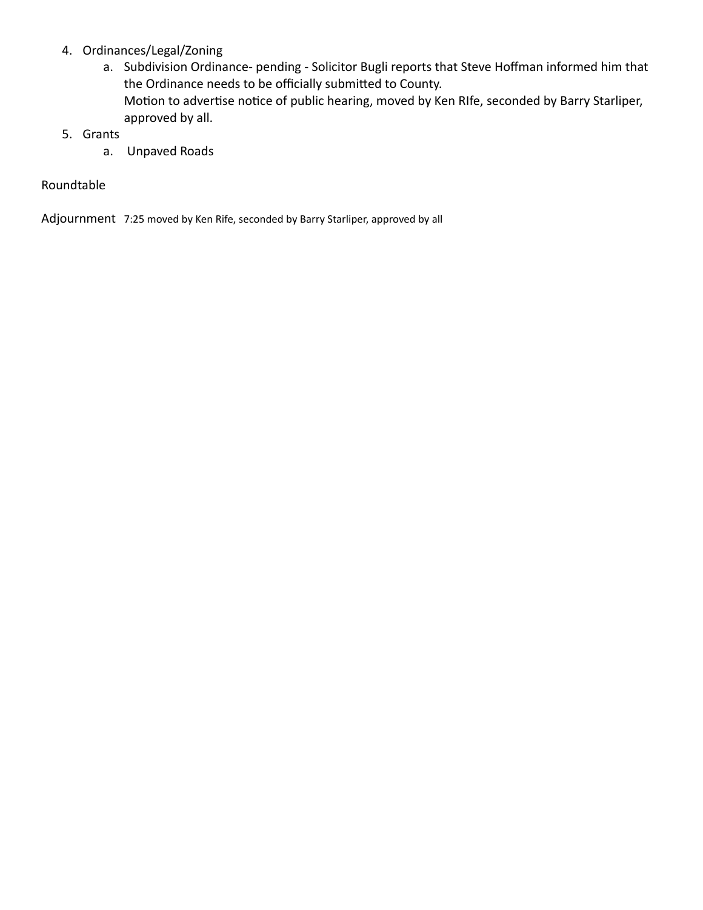4. Ordinances/Legal/Zoning
    a. Subdivision Ordinance- pending - Solicitor Bugli reports that Steve Hoffman informed him that the Ordinance needs to be officially submitted to County.
       Motion to advertise notice of public hearing, moved by Ken RIfe, seconded by Barry Starliper, approved by all.
5. Grants
    a. Unpaved Roads

Roundtable

Adjournment 7:25 moved by Ken Rife, seconded by Barry Starliper, approved by all